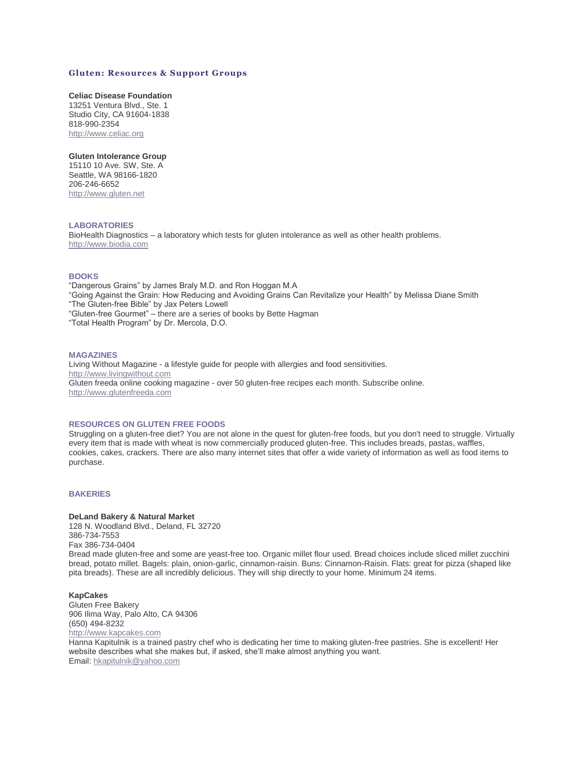# Gluten: Resources & Support Groups

**Celiac Disease Foundation**
13251 Ventura Blvd., Ste. 1
Studio City, CA 91604-1838
818-990-2354
http://www.celiac.org

**Gluten Intolerance Group**
15110 10 Ave. SW, Ste. A
Seattle, WA 98166-1820
206-246-6652
http://www.gluten.net

## LABORATORIES

BioHealth Diagnostics – a laboratory which tests for gluten intolerance as well as other health problems.
http://www.biodia.com

## BOOKS

"Dangerous Grains" by James Braly M.D. and Ron Hoggan M.A
"Going Against the Grain: How Reducing and Avoiding Grains Can Revitalize your Health" by Melissa Diane Smith
"The Gluten-free Bible" by Jax Peters Lowell
"Gluten-free Gourmet" – there are a series of books by Bette Hagman
"Total Health Program" by Dr. Mercola, D.O.

## MAGAZINES

Living Without Magazine - a lifestyle guide for people with allergies and food sensitivities.
http://www.livingwithout.com
Gluten freeda online cooking magazine - over 50 gluten-free recipes each month. Subscribe online.
http://www.glutenfreeda.com

## RESOURCES ON GLUTEN FREE FOODS

Struggling on a gluten-free diet? You are not alone in the quest for gluten-free foods, but you don't need to struggle. Virtually every item that is made with wheat is now commercially produced gluten-free. This includes breads, pastas, waffles, cookies, cakes, crackers. There are also many internet sites that offer a wide variety of information as well as food items to purchase.

## BAKERIES

**DeLand Bakery & Natural Market**
128 N. Woodland Blvd., Deland, FL 32720
386-734-7553
Fax 386-734-0404
Bread made gluten-free and some are yeast-free too. Organic millet flour used. Bread choices include sliced millet zucchini bread, potato millet. Bagels: plain, onion-garlic, cinnamon-raisin. Buns: Cinnamon-Raisin. Flats: great for pizza (shaped like pita breads). These are all incredibly delicious. They will ship directly to your home. Minimum 24 items.

**KapCakes**
Gluten Free Bakery
906 Ilima Way, Palo Alto, CA 94306
(650) 494-8232
http://www.kapcakes.com
Hanna Kapitulnik is a trained pastry chef who is dedicating her time to making gluten-free pastries. She is excellent! Her website describes what she makes but, if asked, she'll make almost anything you want.
Email: hkapitulnik@yahoo.com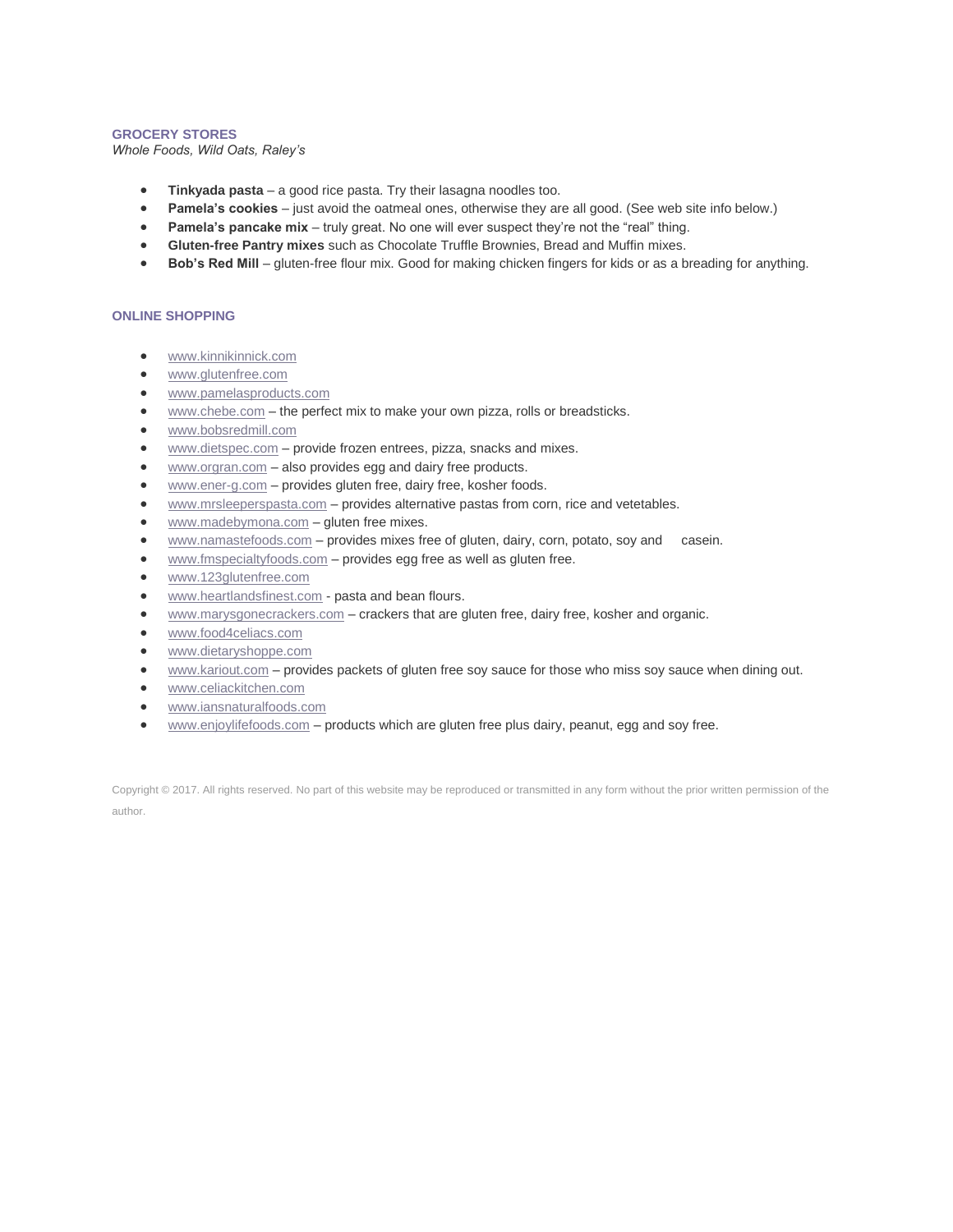## GROCERY STORES

*Whole Foods, Wild Oats, Raley's*

- **Tinkyada pasta** – a good rice pasta. Try their lasagna noodles too.
- **Pamela's cookies** – just avoid the oatmeal ones, otherwise they are all good. (See web site info below.)
- **Pamela's pancake mix** – truly great. No one will ever suspect they're not the "real" thing.
- **Gluten-free Pantry mixes** such as Chocolate Truffle Brownies, Bread and Muffin mixes.
- **Bob's Red Mill** – gluten-free flour mix. Good for making chicken fingers for kids or as a breading for anything.

## ONLINE SHOPPING

- www.kinnikinnick.com
- www.glutenfree.com
- www.pamelasproducts.com
- www.chebe.com – the perfect mix to make your own pizza, rolls or breadsticks.
- www.bobsredmill.com
- www.dietspec.com – provide frozen entrees, pizza, snacks and mixes.
- www.orgran.com – also provides egg and dairy free products.
- www.ener-g.com – provides gluten free, dairy free, kosher foods.
- www.mrsleeperspasta.com – provides alternative pastas from corn, rice and vetetables.
- www.madebymona.com – gluten free mixes.
- www.namastefoods.com – provides mixes free of gluten, dairy, corn, potato, soy and casein.
- www.fmspecialtyfoods.com – provides egg free as well as gluten free.
- www.123glutenfree.com
- www.heartlandsfinest.com - pasta and bean flours.
- www.marysgonecrackers.com – crackers that are gluten free, dairy free, kosher and organic.
- www.food4celiacs.com
- www.dietaryshoppe.com
- www.kariout.com – provides packets of gluten free soy sauce for those who miss soy sauce when dining out.
- www.celiackitchen.com
- www.iansnaturalfoods.com
- www.enjoylifefoods.com – products which are gluten free plus dairy, peanut, egg and soy free.

Copyright © 2017. All rights reserved. No part of this website may be reproduced or transmitted in any form without the prior written permission of the author.